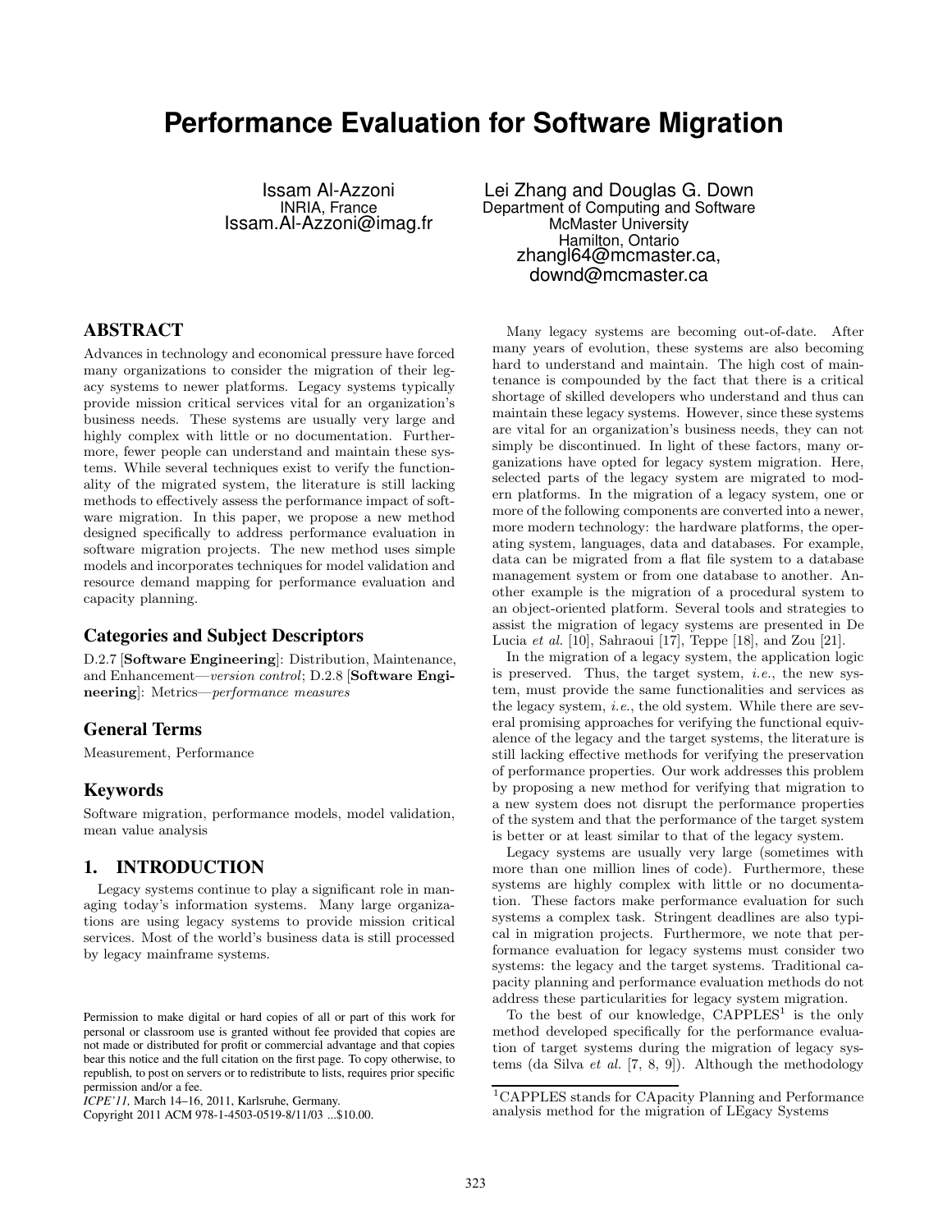# Performance Evaluation for Software Migration

Issam Al-Azzoni
INRIA, France
Issam.Al-Azzoni@imag.fr

Lei Zhang and Douglas G. Down
Department of Computing and Software
McMaster University
Hamilton, Ontario
zhangl64@mcmaster.ca,
downd@mcmaster.ca

## ABSTRACT

Advances in technology and economical pressure have forced many organizations to consider the migration of their legacy systems to newer platforms. Legacy systems typically provide mission critical services vital for an organization's business needs. These systems are usually very large and highly complex with little or no documentation. Furthermore, fewer people can understand and maintain these systems. While several techniques exist to verify the functionality of the migrated system, the literature is still lacking methods to effectively assess the performance impact of software migration. In this paper, we propose a new method designed specifically to address performance evaluation in software migration projects. The new method uses simple models and incorporates techniques for model validation and resource demand mapping for performance evaluation and capacity planning.

### Categories and Subject Descriptors

D.2.7 [**Software Engineering**]: Distribution, Maintenance, and Enhancement—*version control*; D.2.8 [**Software Engineering**]: Metrics—*performance measures*

### General Terms

Measurement, Performance

### Keywords

Software migration, performance models, model validation, mean value analysis

## 1. INTRODUCTION

Legacy systems continue to play a significant role in managing today's information systems. Many large organizations are using legacy systems to provide mission critical services. Most of the world's business data is still processed by legacy mainframe systems.

Many legacy systems are becoming out-of-date. After many years of evolution, these systems are also becoming hard to understand and maintain. The high cost of maintenance is compounded by the fact that there is a critical shortage of skilled developers who understand and thus can maintain these legacy systems. However, since these systems are vital for an organization's business needs, they can not simply be discontinued. In light of these factors, many organizations have opted for legacy system migration. Here, selected parts of the legacy system are migrated to modern platforms. In the migration of a legacy system, one or more of the following components are converted into a newer, more modern technology: the hardware platforms, the operating system, languages, data and databases. For example, data can be migrated from a flat file system to a database management system or from one database to another. Another example is the migration of a procedural system to an object-oriented platform. Several tools and strategies to assist the migration of legacy systems are presented in De Lucia *et al.* [10], Sahraoui [17], Teppe [18], and Zou [21].

In the migration of a legacy system, the application logic is preserved. Thus, the target system, *i.e.*, the new system, must provide the same functionalities and services as the legacy system, *i.e.*, the old system. While there are several promising approaches for verifying the functional equivalence of the legacy and the target systems, the literature is still lacking effective methods for verifying the preservation of performance properties. Our work addresses this problem by proposing a new method for verifying that migration to a new system does not disrupt the performance properties of the system and that the performance of the target system is better or at least similar to that of the legacy system.

Legacy systems are usually very large (sometimes with more than one million lines of code). Furthermore, these systems are highly complex with little or no documentation. These factors make performance evaluation for such systems a complex task. Stringent deadlines are also typical in migration projects. Furthermore, we note that performance evaluation for legacy systems must consider two systems: the legacy and the target systems. Traditional capacity planning and performance evaluation methods do not address these particularities for legacy system migration.

To the best of our knowledge, CAPPLES[1] is the only method developed specifically for the performance evaluation of target systems during the migration of legacy systems (da Silva *et al.* [7, 8, 9]). Although the methodology

[1]CAPPLES stands for CApacity Planning and Performance analysis method for the migration of LEgacy Systems

Permission to make digital or hard copies of all or part of this work for personal or classroom use is granted without fee provided that copies are not made or distributed for profit or commercial advantage and that copies bear this notice and the full citation on the first page. To copy otherwise, to republish, to post on servers or to redistribute to lists, requires prior specific permission and/or a fee.
*ICPE'11,* March 14–16, 2011, Karlsruhe, Germany.
Copyright 2011 ACM 978-1-4503-0519-8/11/03 ...$10.00.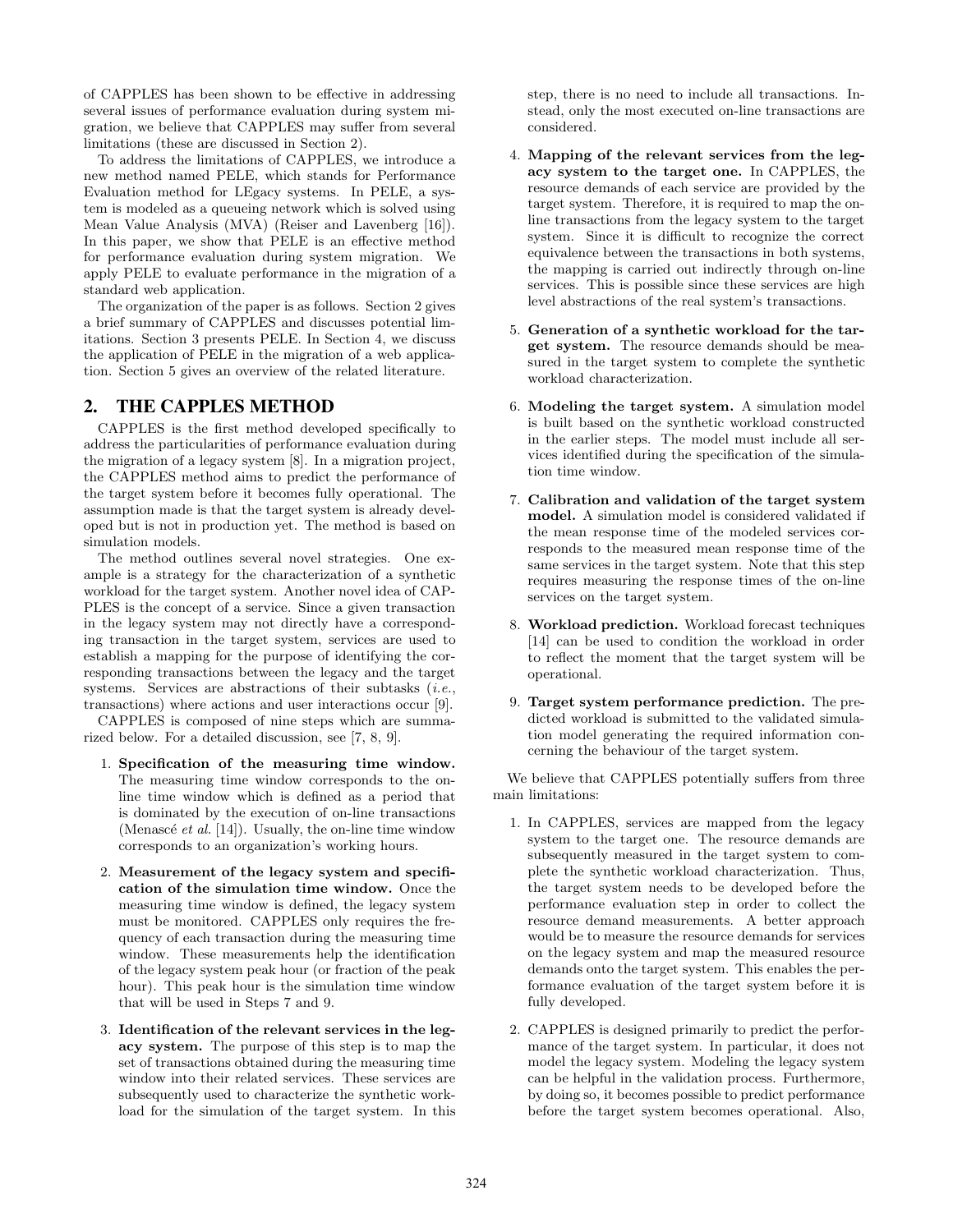of CAPPLES has been shown to be effective in addressing several issues of performance evaluation during system migration, we believe that CAPPLES may suffer from several limitations (these are discussed in Section 2).

To address the limitations of CAPPLES, we introduce a new method named PELE, which stands for Performance Evaluation method for LEgacy systems. In PELE, a system is modeled as a queueing network which is solved using Mean Value Analysis (MVA) (Reiser and Lavenberg [16]). In this paper, we show that PELE is an effective method for performance evaluation during system migration. We apply PELE to evaluate performance in the migration of a standard web application.

The organization of the paper is as follows. Section 2 gives a brief summary of CAPPLES and discusses potential limitations. Section 3 presents PELE. In Section 4, we discuss the application of PELE in the migration of a web application. Section 5 gives an overview of the related literature.

## 2. THE CAPPLES METHOD

CAPPLES is the first method developed specifically to address the particularities of performance evaluation during the migration of a legacy system [8]. In a migration project, the CAPPLES method aims to predict the performance of the target system before it becomes fully operational. The assumption made is that the target system is already developed but is not in production yet. The method is based on simulation models.

The method outlines several novel strategies. One example is a strategy for the characterization of a synthetic workload for the target system. Another novel idea of CAPPLES is the concept of a service. Since a given transaction in the legacy system may not directly have a corresponding transaction in the target system, services are used to establish a mapping for the purpose of identifying the corresponding transactions between the legacy and the target systems. Services are abstractions of their subtasks (*i.e.*, transactions) where actions and user interactions occur [9].

CAPPLES is composed of nine steps which are summarized below. For a detailed discussion, see [7, 8, 9].

1. **Specification of the measuring time window.** The measuring time window corresponds to the on-line time window which is defined as a period that is dominated by the execution of on-line transactions (Menascé *et al.* [14]). Usually, the on-line time window corresponds to an organization's working hours.
2. **Measurement of the legacy system and specification of the simulation time window.** Once the measuring time window is defined, the legacy system must be monitored. CAPPLES only requires the frequency of each transaction during the measuring time window. These measurements help the identification of the legacy system peak hour (or fraction of the peak hour). This peak hour is the simulation time window that will be used in Steps 7 and 9.
3. **Identification of the relevant services in the legacy system.** The purpose of this step is to map the set of transactions obtained during the measuring time window into their related services. These services are subsequently used to characterize the synthetic workload for the simulation of the target system. In this step, there is no need to include all transactions. Instead, only the most executed on-line transactions are considered.
4. **Mapping of the relevant services from the legacy system to the target one.** In CAPPLES, the resource demands of each service are provided by the target system. Therefore, it is required to map the on-line transactions from the legacy system to the target system. Since it is difficult to recognize the correct equivalence between the transactions in both systems, the mapping is carried out indirectly through on-line services. This is possible since these services are high level abstractions of the real system's transactions.
5. **Generation of a synthetic workload for the target system.** The resource demands should be measured in the target system to complete the synthetic workload characterization.
6. **Modeling the target system.** A simulation model is built based on the synthetic workload constructed in the earlier steps. The model must include all services identified during the specification of the simulation time window.
7. **Calibration and validation of the target system model.** A simulation model is considered validated if the mean response time of the modeled services corresponds to the measured mean response time of the same services in the target system. Note that this step requires measuring the response times of the on-line services on the target system.
8. **Workload prediction.** Workload forecast techniques [14] can be used to condition the workload in order to reflect the moment that the target system will be operational.
9. **Target system performance prediction.** The predicted workload is submitted to the validated simulation model generating the required information concerning the behaviour of the target system.

We believe that CAPPLES potentially suffers from three main limitations:

1. In CAPPLES, services are mapped from the legacy system to the target one. The resource demands are subsequently measured in the target system to complete the synthetic workload characterization. Thus, the target system needs to be developed before the performance evaluation step in order to collect the resource demand measurements. A better approach would be to measure the resource demands for services on the legacy system and map the measured resource demands onto the target system. This enables the performance evaluation of the target system before it is fully developed.
2. CAPPLES is designed primarily to predict the performance of the target system. In particular, it does not model the legacy system. Modeling the legacy system can be helpful in the validation process. Furthermore, by doing so, it becomes possible to predict performance before the target system becomes operational. Also,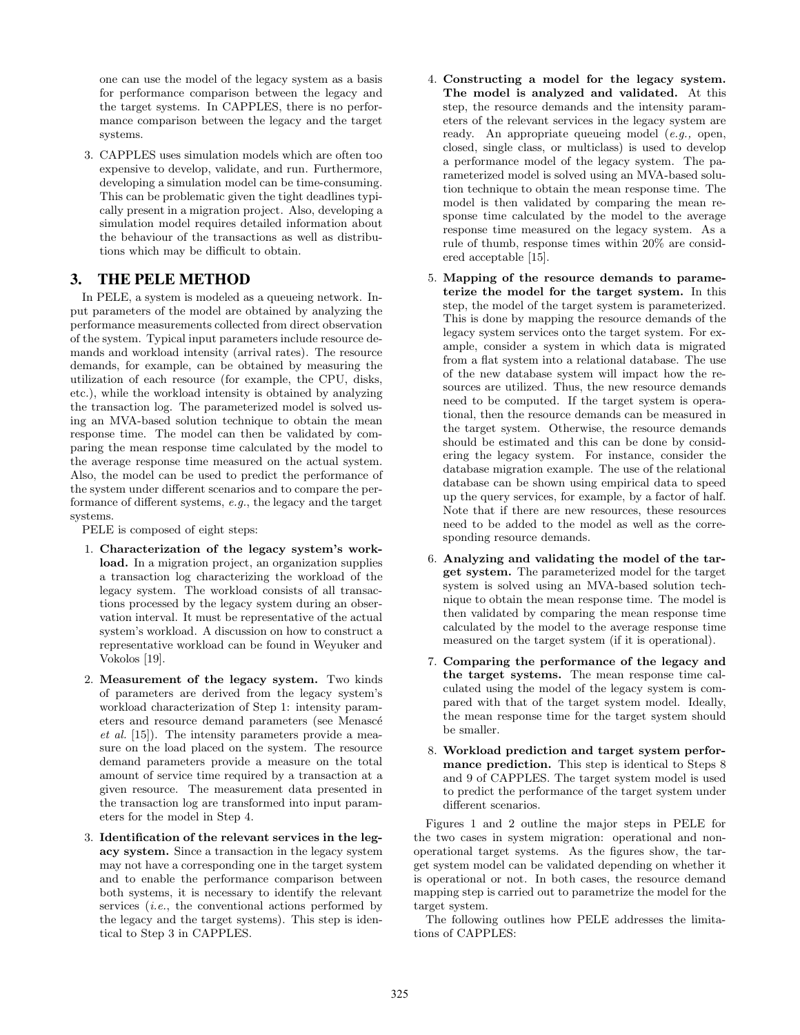one can use the model of the legacy system as a basis for performance comparison between the legacy and the target systems. In CAPPLES, there is no performance comparison between the legacy and the target systems.

3. CAPPLES uses simulation models which are often too expensive to develop, validate, and run. Furthermore, developing a simulation model can be time-consuming. This can be problematic given the tight deadlines typically present in a migration project. Also, developing a simulation model requires detailed information about the behaviour of the transactions as well as distributions which may be difficult to obtain.

## 3. THE PELE METHOD

In PELE, a system is modeled as a queueing network. Input parameters of the model are obtained by analyzing the performance measurements collected from direct observation of the system. Typical input parameters include resource demands and workload intensity (arrival rates). The resource demands, for example, can be obtained by measuring the utilization of each resource (for example, the CPU, disks, etc.), while the workload intensity is obtained by analyzing the transaction log. The parameterized model is solved using an MVA-based solution technique to obtain the mean response time. The model can then be validated by comparing the mean response time calculated by the model to the average response time measured on the actual system. Also, the model can be used to predict the performance of the system under different scenarios and to compare the performance of different systems, *e.g.*, the legacy and the target systems.

PELE is composed of eight steps:

1. **Characterization of the legacy system's workload.** In a migration project, an organization supplies a transaction log characterizing the workload of the legacy system. The workload consists of all transactions processed by the legacy system during an observation interval. It must be representative of the actual system's workload. A discussion on how to construct a representative workload can be found in Weyuker and Vokolos [19].

2. **Measurement of the legacy system.** Two kinds of parameters are derived from the legacy system's workload characterization of Step 1: intensity parameters and resource demand parameters (see Menascé *et al.* [15]). The intensity parameters provide a measure on the load placed on the system. The resource demand parameters provide a measure on the total amount of service time required by a transaction at a given resource. The measurement data presented in the transaction log are transformed into input parameters for the model in Step 4.

3. **Identification of the relevant services in the legacy system.** Since a transaction in the legacy system may not have a corresponding one in the target system and to enable the performance comparison between both systems, it is necessary to identify the relevant services (*i.e.*, the conventional actions performed by the legacy and the target systems). This step is identical to Step 3 in CAPPLES.

4. **Constructing a model for the legacy system. The model is analyzed and validated.** At this step, the resource demands and the intensity parameters of the relevant services in the legacy system are ready. An appropriate queueing model (*e.g.,* open, closed, single class, or multiclass) is used to develop a performance model of the legacy system. The parameterized model is solved using an MVA-based solution technique to obtain the mean response time. The model is then validated by comparing the mean response time calculated by the model to the average response time measured on the legacy system. As a rule of thumb, response times within 20% are considered acceptable [15].

5. **Mapping of the resource demands to parameterize the model for the target system.** In this step, the model of the target system is parameterized. This is done by mapping the resource demands of the legacy system services onto the target system. For example, consider a system in which data is migrated from a flat system into a relational database. The use of the new database system will impact how the resources are utilized. Thus, the new resource demands need to be computed. If the target system is operational, then the resource demands can be measured in the target system. Otherwise, the resource demands should be estimated and this can be done by considering the legacy system. For instance, consider the database migration example. The use of the relational database can be shown using empirical data to speed up the query services, for example, by a factor of half. Note that if there are new resources, these resources need to be added to the model as well as the corresponding resource demands.

6. **Analyzing and validating the model of the target system.** The parameterized model for the target system is solved using an MVA-based solution technique to obtain the mean response time. The model is then validated by comparing the mean response time calculated by the model to the average response time measured on the target system (if it is operational).

7. **Comparing the performance of the legacy and the target systems.** The mean response time calculated using the model of the legacy system is compared with that of the target system model. Ideally, the mean response time for the target system should be smaller.

8. **Workload prediction and target system performance prediction.** This step is identical to Steps 8 and 9 of CAPPLES. The target system model is used to predict the performance of the target system under different scenarios.

Figures 1 and 2 outline the major steps in PELE for the two cases in system migration: operational and non-operational target systems. As the figures show, the target system model can be validated depending on whether it is operational or not. In both cases, the resource demand mapping step is carried out to parametrize the model for the target system.

The following outlines how PELE addresses the limitations of CAPPLES: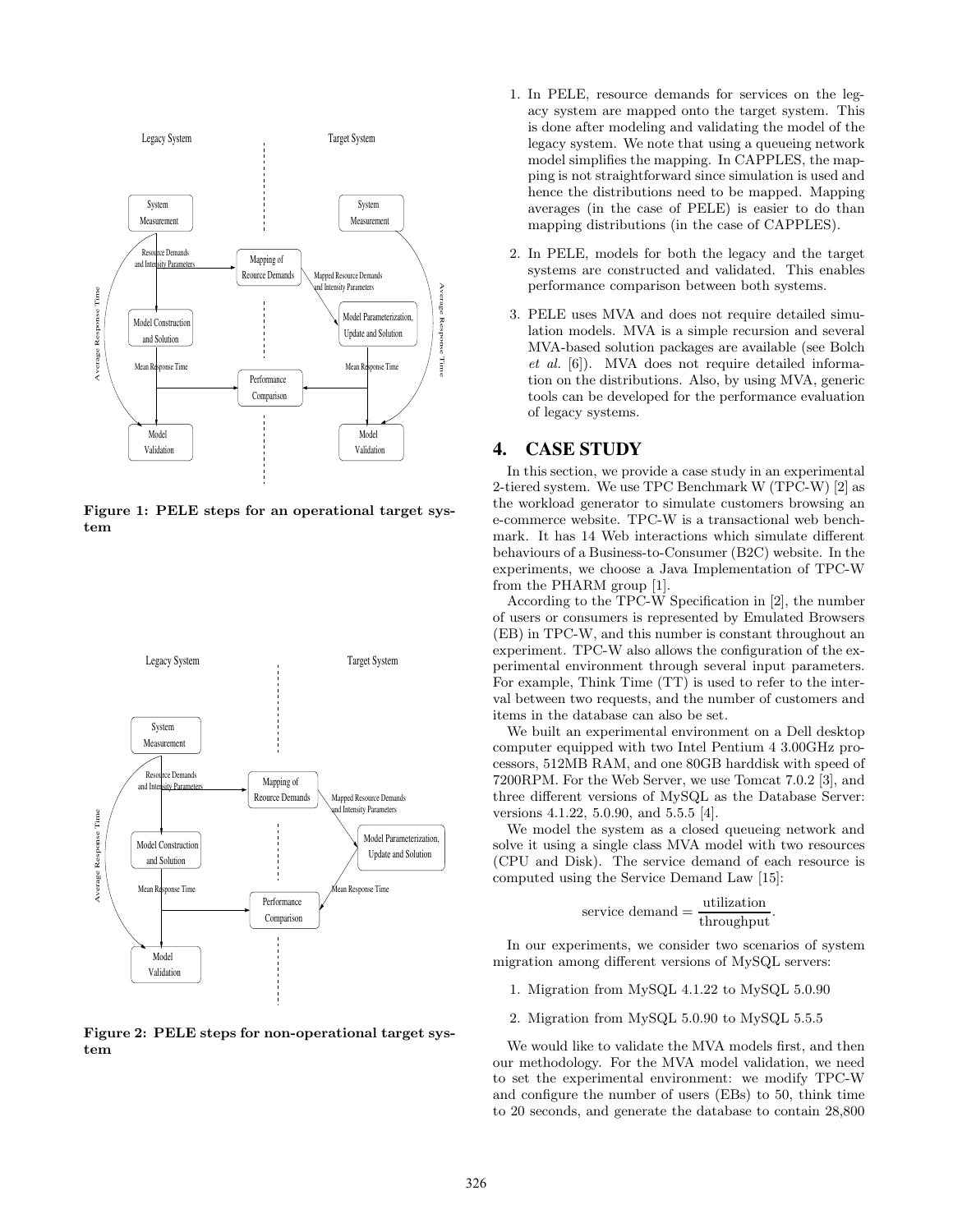Figure 1: PELE steps for an operational target system

Figure 2: PELE steps for non-operational target system

1. In PELE, resource demands for services on the legacy system are mapped onto the target system. This is done after modeling and validating the model of the legacy system. We note that using a queueing network model simplifies the mapping. In CAPPLES, the mapping is not straightforward since simulation is used and hence the distributions need to be mapped. Mapping averages (in the case of PELE) is easier to do than mapping distributions (in the case of CAPPLES).

2. In PELE, models for both the legacy and the target systems are constructed and validated. This enables performance comparison between both systems.

3. PELE uses MVA and does not require detailed simulation models. MVA is a simple recursion and several MVA-based solution packages are available (see Bolch *et al.* [6]). MVA does not require detailed information on the distributions. Also, by using MVA, generic tools can be developed for the performance evaluation of legacy systems.

# 4. CASE STUDY

In this section, we provide a case study in an experimental 2-tiered system. We use TPC Benchmark W (TPC-W) [2] as the workload generator to simulate customers browsing an e-commerce website. TPC-W is a transactional web benchmark. It has 14 Web interactions which simulate different behaviours of a Business-to-Consumer (B2C) website. In the experiments, we choose a Java Implementation of TPC-W from the PHARM group [1].

According to the TPC-W Specification in [2], the number of users or consumers is represented by Emulated Browsers (EB) in TPC-W, and this number is constant throughout an experiment. TPC-W also allows the configuration of the experimental environment through several input parameters. For example, Think Time (TT) is used to refer to the interval between two requests, and the number of customers and items in the database can also be set.

We built an experimental environment on a Dell desktop computer equipped with two Intel Pentium 4 3.00GHz processors, 512MB RAM, and one 80GB harddisk with speed of 7200RPM. For the Web Server, we use Tomcat 7.0.2 [3], and three different versions of MySQL as the Database Server: versions 4.1.22, 5.0.90, and 5.5.5 [4].

We model the system as a closed queueing network and solve it using a single class MVA model with two resources (CPU and Disk). The service demand of each resource is computed using the Service Demand Law [15]:

$$\text{service demand} = \frac{\text{utilization}}{\text{throughput}}.$$

In our experiments, we consider two scenarios of system migration among different versions of MySQL servers:

1. Migration from MySQL 4.1.22 to MySQL 5.0.90

2. Migration from MySQL 5.0.90 to MySQL 5.5.5

We would like to validate the MVA models first, and then our methodology. For the MVA model validation, we need to set the experimental environment: we modify TPC-W and configure the number of users (EBs) to 50, think time to 20 seconds, and generate the database to contain 28,800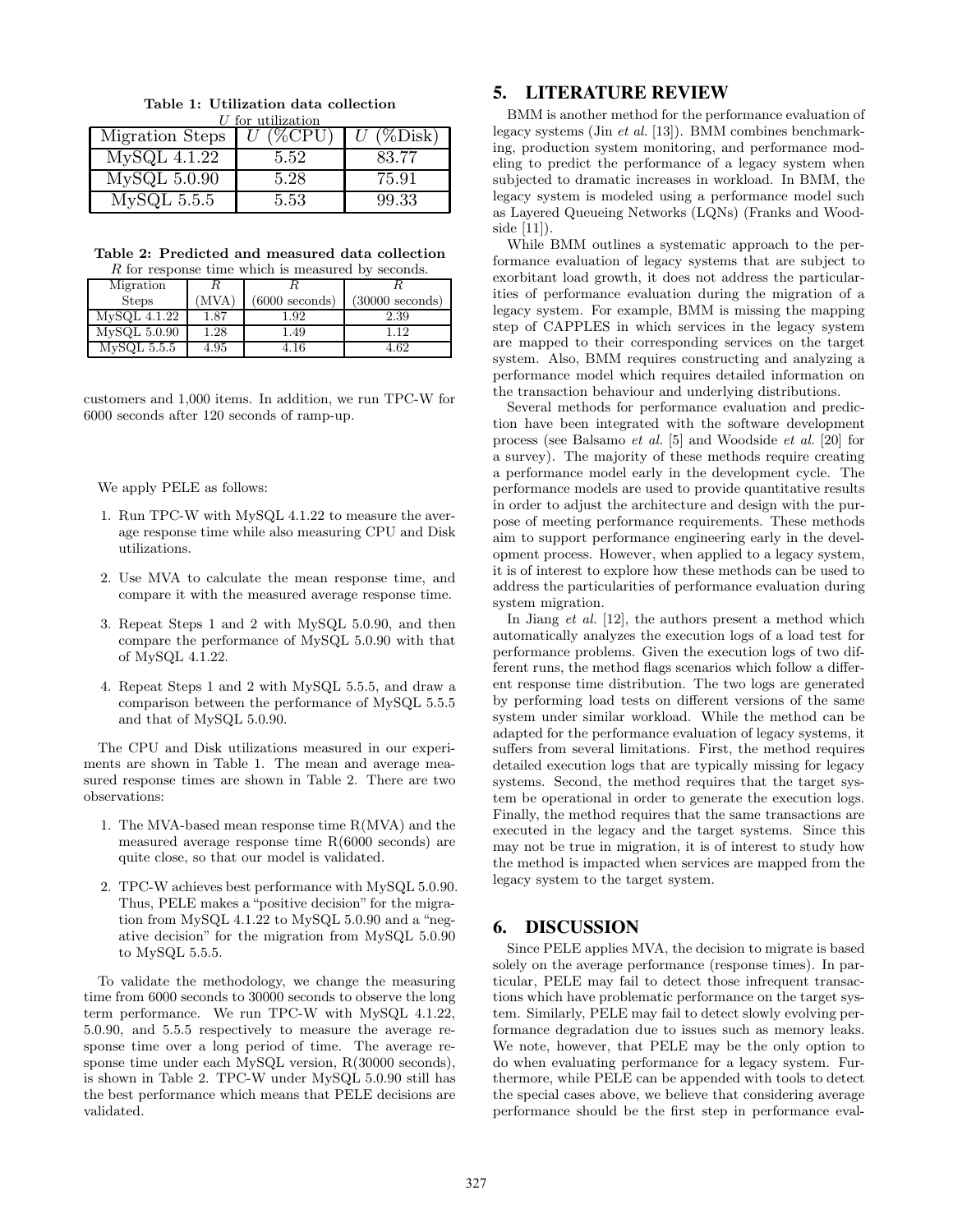**Table 1: Utilization data collection**

*U* for utilization

| Migration Steps | *U* (%CPU) | *U* (%Disk) |
|---|---|---|
| MySQL 4.1.22 | 5.52 | 83.77 |
| MySQL 5.0.90 | 5.28 | 75.91 |
| MySQL 5.5.5 | 5.53 | 99.33 |

**Table 2: Predicted and measured data collection**

*R* for response time which is measured by seconds.

| Migration Steps | *R* (MVA) | *R* (6000 seconds) | *R* (30000 seconds) |
|---|---|---|---|
| MySQL 4.1.22 | 1.87 | 1.92 | 2.39 |
| MySQL 5.0.90 | 1.28 | 1.49 | 1.12 |
| MySQL 5.5.5 | 4.95 | 4.16 | 4.62 |

customers and 1,000 items. In addition, we run TPC-W for 6000 seconds after 120 seconds of ramp-up.

We apply PELE as follows:

1. Run TPC-W with MySQL 4.1.22 to measure the average response time while also measuring CPU and Disk utilizations.
2. Use MVA to calculate the mean response time, and compare it with the measured average response time.
3. Repeat Steps 1 and 2 with MySQL 5.0.90, and then compare the performance of MySQL 5.0.90 with that of MySQL 4.1.22.
4. Repeat Steps 1 and 2 with MySQL 5.5.5, and draw a comparison between the performance of MySQL 5.5.5 and that of MySQL 5.0.90.

The CPU and Disk utilizations measured in our experiments are shown in Table 1. The mean and average measured response times are shown in Table 2. There are two observations:

1. The MVA-based mean response time R(MVA) and the measured average response time R(6000 seconds) are quite close, so that our model is validated.
2. TPC-W achieves best performance with MySQL 5.0.90. Thus, PELE makes a "positive decision" for the migration from MySQL 4.1.22 to MySQL 5.0.90 and a "negative decision" for the migration from MySQL 5.0.90 to MySQL 5.5.5.

To validate the methodology, we change the measuring time from 6000 seconds to 30000 seconds to observe the long term performance. We run TPC-W with MySQL 4.1.22, 5.0.90, and 5.5.5 respectively to measure the average response time over a long period of time. The average response time under each MySQL version, R(30000 seconds), is shown in Table 2. TPC-W under MySQL 5.0.90 still has the best performance which means that PELE decisions are validated.

## 5. LITERATURE REVIEW

BMM is another method for the performance evaluation of legacy systems (Jin *et al.* [13]). BMM combines benchmarking, production system monitoring, and performance modeling to predict the performance of a legacy system when subjected to dramatic increases in workload. In BMM, the legacy system is modeled using a performance model such as Layered Queueing Networks (LQNs) (Franks and Woodside [11]).

While BMM outlines a systematic approach to the performance evaluation of legacy systems that are subject to exorbitant load growth, it does not address the particularities of performance evaluation during the migration of a legacy system. For example, BMM is missing the mapping step of CAPPLES in which services in the legacy system are mapped to their corresponding services on the target system. Also, BMM requires constructing and analyzing a performance model which requires detailed information on the transaction behaviour and underlying distributions.

Several methods for performance evaluation and prediction have been integrated with the software development process (see Balsamo *et al.* [5] and Woodside *et al.* [20] for a survey). The majority of these methods require creating a performance model early in the development cycle. The performance models are used to provide quantitative results in order to adjust the architecture and design with the purpose of meeting performance requirements. These methods aim to support performance engineering early in the development process. However, when applied to a legacy system, it is of interest to explore how these methods can be used to address the particularities of performance evaluation during system migration.

In Jiang *et al.* [12], the authors present a method which automatically analyzes the execution logs of a load test for performance problems. Given the execution logs of two different runs, the method flags scenarios which follow a different response time distribution. The two logs are generated by performing load tests on different versions of the same system under similar workload. While the method can be adapted for the performance evaluation of legacy systems, it suffers from several limitations. First, the method requires detailed execution logs that are typically missing for legacy systems. Second, the method requires that the target system be operational in order to generate the execution logs. Finally, the method requires that the same transactions are executed in the legacy and the target systems. Since this may not be true in migration, it is of interest to study how the method is impacted when services are mapped from the legacy system to the target system.

## 6. DISCUSSION

Since PELE applies MVA, the decision to migrate is based solely on the average performance (response times). In particular, PELE may fail to detect those infrequent transactions which have problematic performance on the target system. Similarly, PELE may fail to detect slowly evolving performance degradation due to issues such as memory leaks. We note, however, that PELE may be the only option to do when evaluating performance for a legacy system. Furthermore, while PELE can be appended with tools to detect the special cases above, we believe that considering average performance should be the first step in performance eval-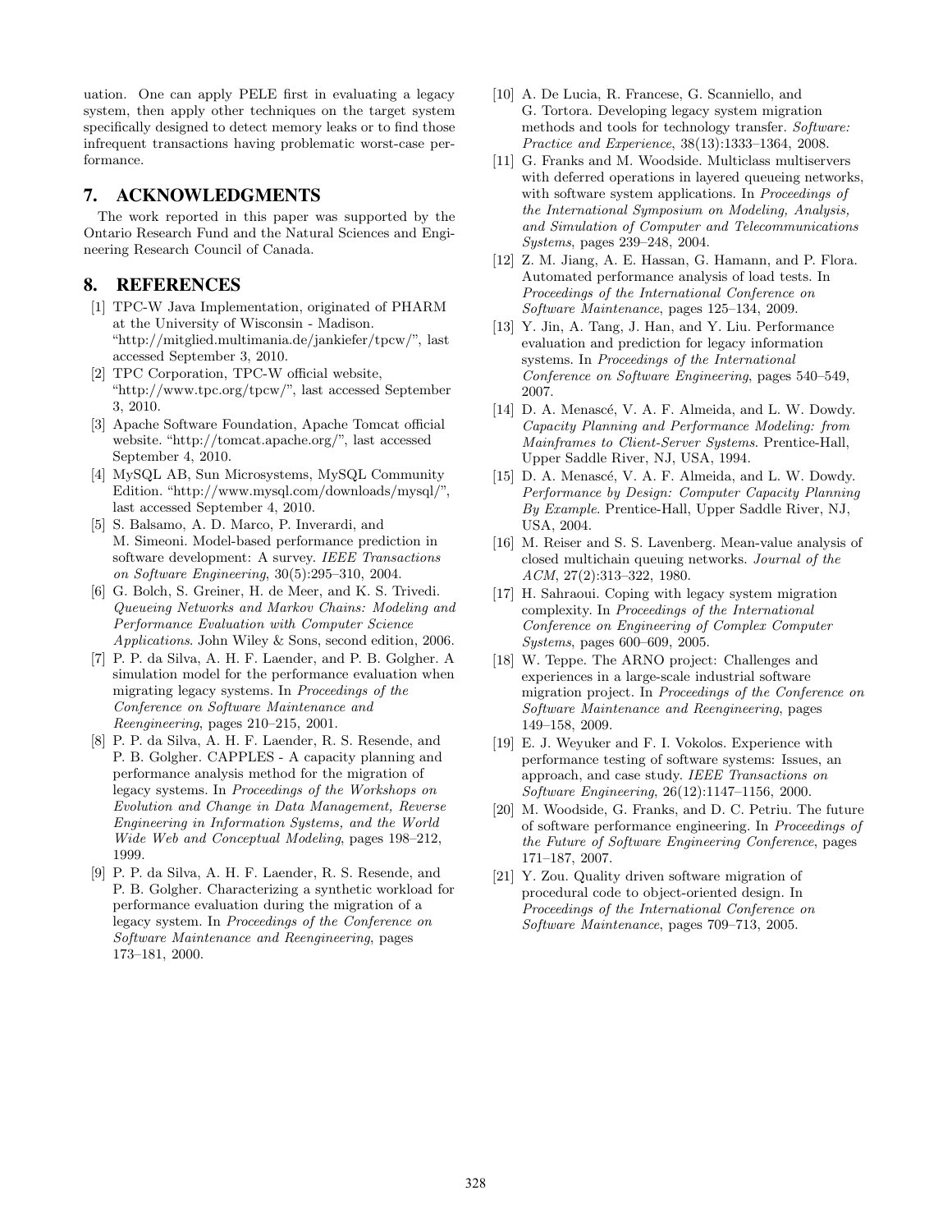uation. One can apply PELE first in evaluating a legacy system, then apply other techniques on the target system specifically designed to detect memory leaks or to find those infrequent transactions having problematic worst-case performance.

## 7. ACKNOWLEDGMENTS

The work reported in this paper was supported by the Ontario Research Fund and the Natural Sciences and Engineering Research Council of Canada.

## 8. REFERENCES

[1] TPC-W Java Implementation, originated of PHARM at the University of Wisconsin - Madison. "http://mitglied.multimania.de/jankiefer/tpcw/", last accessed September 3, 2010.

[2] TPC Corporation, TPC-W official website, "http://www.tpc.org/tpcw/", last accessed September 3, 2010.

[3] Apache Software Foundation, Apache Tomcat official website. "http://tomcat.apache.org/", last accessed September 4, 2010.

[4] MySQL AB, Sun Microsystems, MySQL Community Edition. "http://www.mysql.com/downloads/mysql/", last accessed September 4, 2010.

[5] S. Balsamo, A. D. Marco, P. Inverardi, and M. Simeoni. Model-based performance prediction in software development: A survey. *IEEE Transactions on Software Engineering*, 30(5):295–310, 2004.

[6] G. Bolch, S. Greiner, H. de Meer, and K. S. Trivedi. *Queueing Networks and Markov Chains: Modeling and Performance Evaluation with Computer Science Applications*. John Wiley & Sons, second edition, 2006.

[7] P. P. da Silva, A. H. F. Laender, and P. B. Golgher. A simulation model for the performance evaluation when migrating legacy systems. In *Proceedings of the Conference on Software Maintenance and Reengineering*, pages 210–215, 2001.

[8] P. P. da Silva, A. H. F. Laender, R. S. Resende, and P. B. Golgher. CAPPLES - A capacity planning and performance analysis method for the migration of legacy systems. In *Proceedings of the Workshops on Evolution and Change in Data Management, Reverse Engineering in Information Systems, and the World Wide Web and Conceptual Modeling*, pages 198–212, 1999.

[9] P. P. da Silva, A. H. F. Laender, R. S. Resende, and P. B. Golgher. Characterizing a synthetic workload for performance evaluation during the migration of a legacy system. In *Proceedings of the Conference on Software Maintenance and Reengineering*, pages 173–181, 2000.

[10] A. De Lucia, R. Francese, G. Scanniello, and G. Tortora. Developing legacy system migration methods and tools for technology transfer. *Software: Practice and Experience*, 38(13):1333–1364, 2008.

[11] G. Franks and M. Woodside. Multiclass multiservers with deferred operations in layered queueing networks, with software system applications. In *Proceedings of the International Symposium on Modeling, Analysis, and Simulation of Computer and Telecommunications Systems*, pages 239–248, 2004.

[12] Z. M. Jiang, A. E. Hassan, G. Hamann, and P. Flora. Automated performance analysis of load tests. In *Proceedings of the International Conference on Software Maintenance*, pages 125–134, 2009.

[13] Y. Jin, A. Tang, J. Han, and Y. Liu. Performance evaluation and prediction for legacy information systems. In *Proceedings of the International Conference on Software Engineering*, pages 540–549, 2007.

[14] D. A. Menascé, V. A. F. Almeida, and L. W. Dowdy. *Capacity Planning and Performance Modeling: from Mainframes to Client-Server Systems*. Prentice-Hall, Upper Saddle River, NJ, USA, 1994.

[15] D. A. Menascé, V. A. F. Almeida, and L. W. Dowdy. *Performance by Design: Computer Capacity Planning By Example*. Prentice-Hall, Upper Saddle River, NJ, USA, 2004.

[16] M. Reiser and S. S. Lavenberg. Mean-value analysis of closed multichain queuing networks. *Journal of the ACM*, 27(2):313–322, 1980.

[17] H. Sahraoui. Coping with legacy system migration complexity. In *Proceedings of the International Conference on Engineering of Complex Computer Systems*, pages 600–609, 2005.

[18] W. Teppe. The ARNO project: Challenges and experiences in a large-scale industrial software migration project. In *Proceedings of the Conference on Software Maintenance and Reengineering*, pages 149–158, 2009.

[19] E. J. Weyuker and F. I. Vokolos. Experience with performance testing of software systems: Issues, an approach, and case study. *IEEE Transactions on Software Engineering*, 26(12):1147–1156, 2000.

[20] M. Woodside, G. Franks, and D. C. Petriu. The future of software performance engineering. In *Proceedings of the Future of Software Engineering Conference*, pages 171–187, 2007.

[21] Y. Zou. Quality driven software migration of procedural code to object-oriented design. In *Proceedings of the International Conference on Software Maintenance*, pages 709–713, 2005.